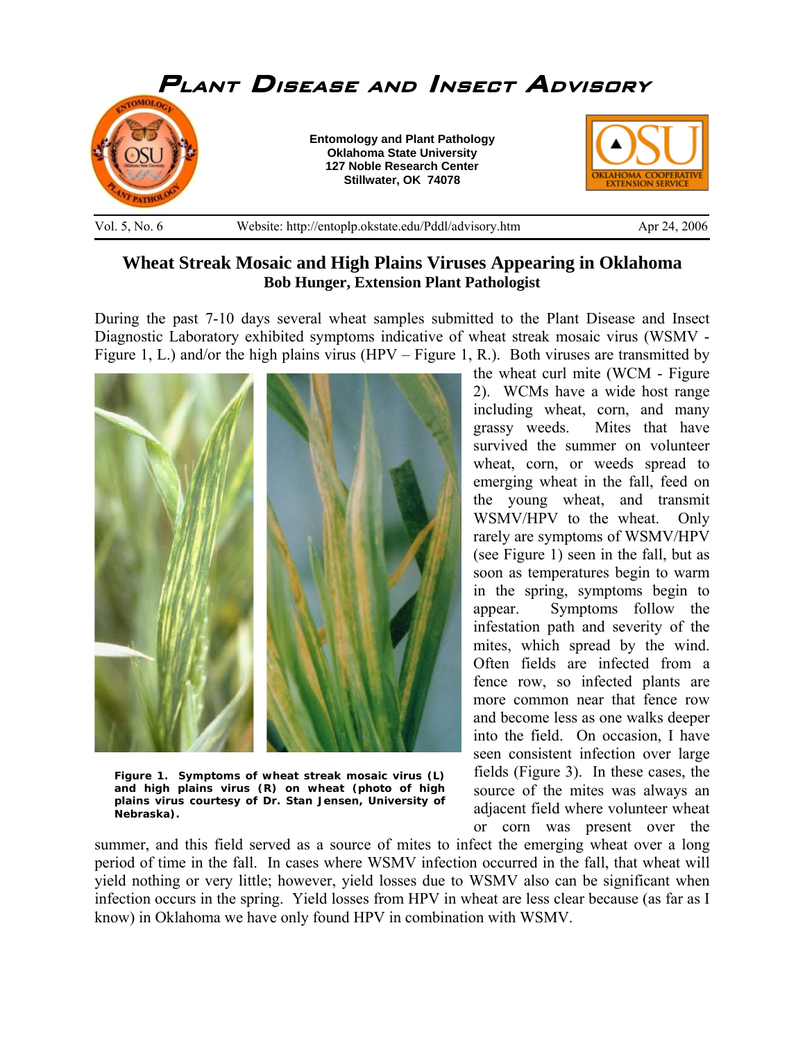# Plant Disease and Insect Advisory

**Entomology and Plant Pathology**
**Oklahoma State University**
**127 Noble Research Center**
**Stillwater, OK 74078**

Vol. 5, No. 6 | Website: http://entoplp.okstate.edu/Pddl/advisory.htm | Apr 24, 2006

## Wheat Streak Mosaic and High Plains Viruses Appearing in Oklahoma

**Bob Hunger, Extension Plant Pathologist**

During the past 7-10 days several wheat samples submitted to the Plant Disease and Insect Diagnostic Laboratory exhibited symptoms indicative of wheat streak mosaic virus (WSMV - Figure 1, L.) and/or the high plains virus (HPV – Figure 1, R.). Both viruses are transmitted by the wheat curl mite (WCM - Figure 2). WCMs have a wide host range including wheat, corn, and many grassy weeds. Mites that have survived the summer on volunteer wheat, corn, or weeds spread to emerging wheat in the fall, feed on the young wheat, and transmit WSMV/HPV to the wheat. Only rarely are symptoms of WSMV/HPV (see Figure 1) seen in the fall, but as soon as temperatures begin to warm in the spring, symptoms begin to appear. Symptoms follow the infestation path and severity of the mites, which spread by the wind. Often fields are infected from a fence row, so infected plants are more common near that fence row and become less as one walks deeper into the field. On occasion, I have seen consistent infection over large fields (Figure 3). In these cases, the source of the mites was always an adjacent field where volunteer wheat or corn was present over the summer, and this field served as a source of mites to infect the emerging wheat over a long period of time in the fall. In cases where WSMV infection occurred in the fall, that wheat will yield nothing or very little; however, yield losses due to WSMV also can be significant when infection occurs in the spring. Yield losses from HPV in wheat are less clear because (as far as I know) in Oklahoma we have only found HPV in combination with WSMV.

**Figure 1. Symptoms of wheat streak mosaic virus (L) and high plains virus (R) on wheat (photo of high plains virus courtesy of Dr. Stan Jensen, University of Nebraska).**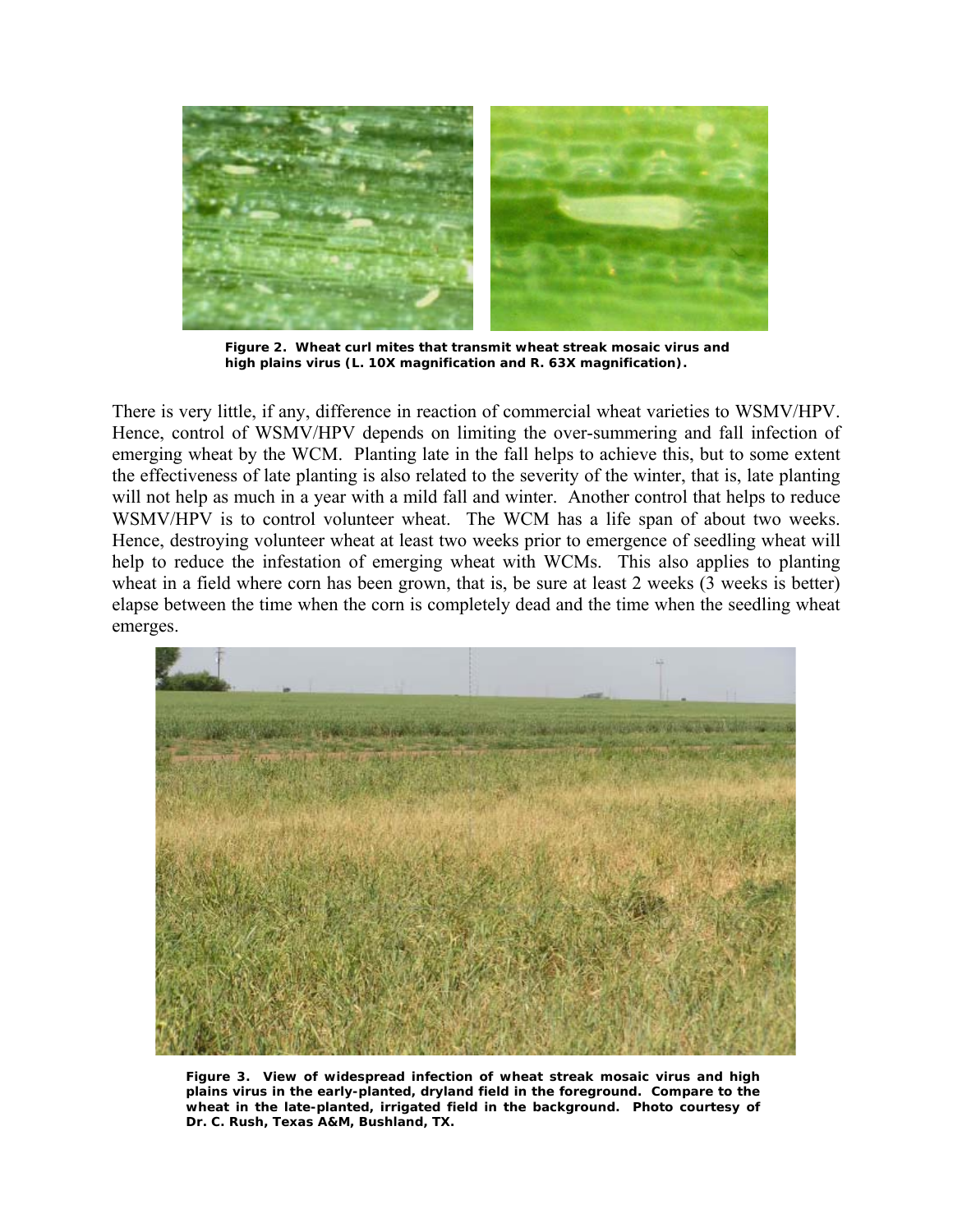**Figure 2. Wheat curl mites that transmit wheat streak mosaic virus and high plains virus (L. 10X magnification and R. 63X magnification).**

There is very little, if any, difference in reaction of commercial wheat varieties to WSMV/HPV. Hence, control of WSMV/HPV depends on limiting the over-summering and fall infection of emerging wheat by the WCM. Planting late in the fall helps to achieve this, but to some extent the effectiveness of late planting is also related to the severity of the winter, that is, late planting will not help as much in a year with a mild fall and winter. Another control that helps to reduce WSMV/HPV is to control volunteer wheat. The WCM has a life span of about two weeks. Hence, destroying volunteer wheat at least two weeks prior to emergence of seedling wheat will help to reduce the infestation of emerging wheat with WCMs. This also applies to planting wheat in a field where corn has been grown, that is, be sure at least 2 weeks (3 weeks is better) elapse between the time when the corn is completely dead and the time when the seedling wheat emerges.

**Figure 3. View of widespread infection of wheat streak mosaic virus and high plains virus in the early-planted, dryland field in the foreground. Compare to the wheat in the late-planted, irrigated field in the background. Photo courtesy of Dr. C. Rush, Texas A&M, Bushland, TX.**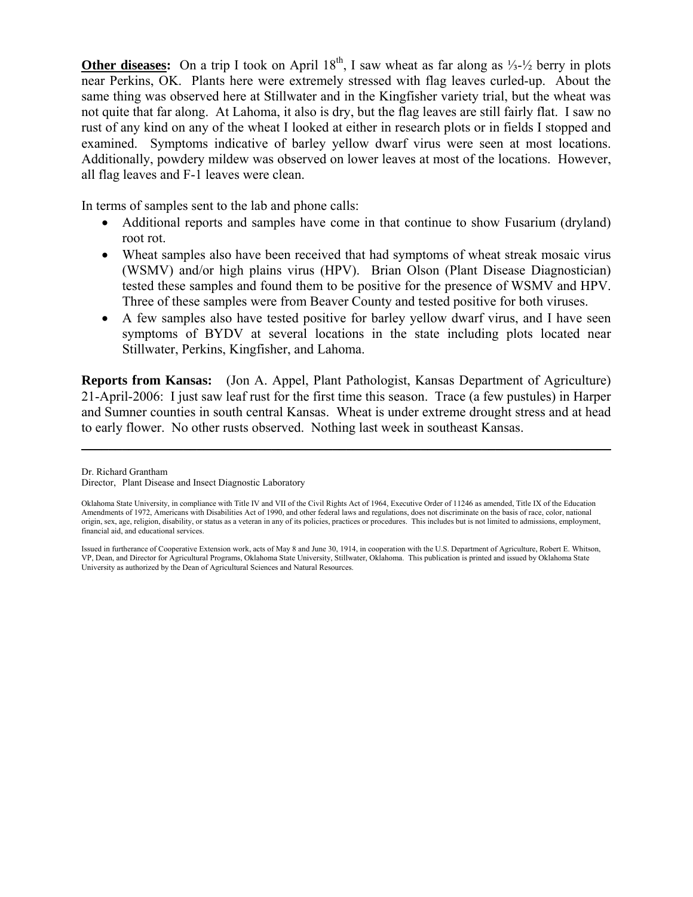**<u>Other diseases</u>:** On a trip I took on April 18th, I saw wheat as far along as ⅓-½ berry in plots near Perkins, OK. Plants here were extremely stressed with flag leaves curled-up. About the same thing was observed here at Stillwater and in the Kingfisher variety trial, but the wheat was not quite that far along. At Lahoma, it also is dry, but the flag leaves are still fairly flat. I saw no rust of any kind on any of the wheat I looked at either in research plots or in fields I stopped and examined. Symptoms indicative of barley yellow dwarf virus were seen at most locations. Additionally, powdery mildew was observed on lower leaves at most of the locations. However, all flag leaves and F-1 leaves were clean.

In terms of samples sent to the lab and phone calls:

- Additional reports and samples have come in that continue to show Fusarium (dryland) root rot.
- Wheat samples also have been received that had symptoms of wheat streak mosaic virus (WSMV) and/or high plains virus (HPV). Brian Olson (Plant Disease Diagnostician) tested these samples and found them to be positive for the presence of WSMV and HPV. Three of these samples were from Beaver County and tested positive for both viruses.
- A few samples also have tested positive for barley yellow dwarf virus, and I have seen symptoms of BYDV at several locations in the state including plots located near Stillwater, Perkins, Kingfisher, and Lahoma.

**Reports from Kansas:** (Jon A. Appel, Plant Pathologist, Kansas Department of Agriculture) 21-April-2006: I just saw leaf rust for the first time this season. Trace (a few pustules) in Harper and Sumner counties in south central Kansas. Wheat is under extreme drought stress and at head to early flower. No other rusts observed. Nothing last week in southeast Kansas.

---

Dr. Richard Grantham
Director, Plant Disease and Insect Diagnostic Laboratory

Oklahoma State University, in compliance with Title IV and VII of the Civil Rights Act of 1964, Executive Order of 11246 as amended, Title IX of the Education Amendments of 1972, Americans with Disabilities Act of 1990, and other federal laws and regulations, does not discriminate on the basis of race, color, national origin, sex, age, religion, disability, or status as a veteran in any of its policies, practices or procedures. This includes but is not limited to admissions, employment, financial aid, and educational services.

Issued in furtherance of Cooperative Extension work, acts of May 8 and June 30, 1914, in cooperation with the U.S. Department of Agriculture, Robert E. Whitson, VP, Dean, and Director for Agricultural Programs, Oklahoma State University, Stillwater, Oklahoma. This publication is printed and issued by Oklahoma State University as authorized by the Dean of Agricultural Sciences and Natural Resources.